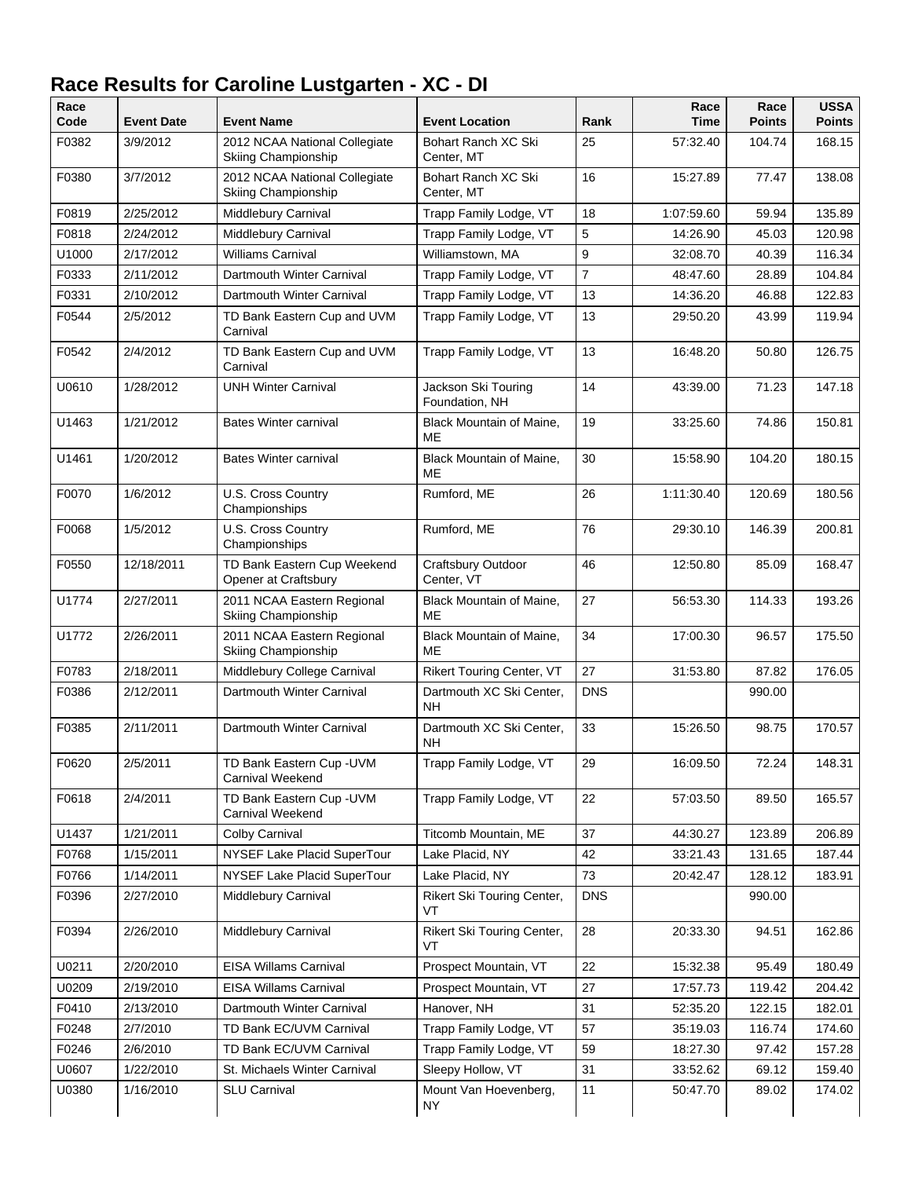# Race Results for Caroline Lustgarten - XC - DI

| Race Code | Event Date | Event Name | Event Location | Rank | Race Time | Race Points | USSA Points |
|---|---|---|---|---|---|---|---|
| F0382 | 3/9/2012 | 2012 NCAA National Collegiate Skiing Championship | Bohart Ranch XC Ski Center, MT | 25 | 57:32.40 | 104.74 | 168.15 |
| F0380 | 3/7/2012 | 2012 NCAA National Collegiate Skiing Championship | Bohart Ranch XC Ski Center, MT | 16 | 15:27.89 | 77.47 | 138.08 |
| F0819 | 2/25/2012 | Middlebury Carnival | Trapp Family Lodge, VT | 18 | 1:07:59.60 | 59.94 | 135.89 |
| F0818 | 2/24/2012 | Middlebury Carnival | Trapp Family Lodge, VT | 5 | 14:26.90 | 45.03 | 120.98 |
| U1000 | 2/17/2012 | Williams Carnival | Williamstown, MA | 9 | 32:08.70 | 40.39 | 116.34 |
| F0333 | 2/11/2012 | Dartmouth Winter Carnival | Trapp Family Lodge, VT | 7 | 48:47.60 | 28.89 | 104.84 |
| F0331 | 2/10/2012 | Dartmouth Winter Carnival | Trapp Family Lodge, VT | 13 | 14:36.20 | 46.88 | 122.83 |
| F0544 | 2/5/2012 | TD Bank Eastern Cup and UVM Carnival | Trapp Family Lodge, VT | 13 | 29:50.20 | 43.99 | 119.94 |
| F0542 | 2/4/2012 | TD Bank Eastern Cup and UVM Carnival | Trapp Family Lodge, VT | 13 | 16:48.20 | 50.80 | 126.75 |
| U0610 | 1/28/2012 | UNH Winter Carnival | Jackson Ski Touring Foundation, NH | 14 | 43:39.00 | 71.23 | 147.18 |
| U1463 | 1/21/2012 | Bates Winter carnival | Black Mountain of Maine, ME | 19 | 33:25.60 | 74.86 | 150.81 |
| U1461 | 1/20/2012 | Bates Winter carnival | Black Mountain of Maine, ME | 30 | 15:58.90 | 104.20 | 180.15 |
| F0070 | 1/6/2012 | U.S. Cross Country Championships | Rumford, ME | 26 | 1:11:30.40 | 120.69 | 180.56 |
| F0068 | 1/5/2012 | U.S. Cross Country Championships | Rumford, ME | 76 | 29:30.10 | 146.39 | 200.81 |
| F0550 | 12/18/2011 | TD Bank Eastern Cup Weekend Opener at Craftsbury | Craftsbury Outdoor Center, VT | 46 | 12:50.80 | 85.09 | 168.47 |
| U1774 | 2/27/2011 | 2011 NCAA Eastern Regional Skiing Championship | Black Mountain of Maine, ME | 27 | 56:53.30 | 114.33 | 193.26 |
| U1772 | 2/26/2011 | 2011 NCAA Eastern Regional Skiing Championship | Black Mountain of Maine, ME | 34 | 17:00.30 | 96.57 | 175.50 |
| F0783 | 2/18/2011 | Middlebury College Carnival | Rikert Touring Center, VT | 27 | 31:53.80 | 87.82 | 176.05 |
| F0386 | 2/12/2011 | Dartmouth Winter Carnival | Dartmouth XC Ski Center, NH | DNS | | 990.00 | |
| F0385 | 2/11/2011 | Dartmouth Winter Carnival | Dartmouth XC Ski Center, NH | 33 | 15:26.50 | 98.75 | 170.57 |
| F0620 | 2/5/2011 | TD Bank Eastern Cup -UVM Carnival Weekend | Trapp Family Lodge, VT | 29 | 16:09.50 | 72.24 | 148.31 |
| F0618 | 2/4/2011 | TD Bank Eastern Cup -UVM Carnival Weekend | Trapp Family Lodge, VT | 22 | 57:03.50 | 89.50 | 165.57 |
| U1437 | 1/21/2011 | Colby Carnival | Titcomb Mountain, ME | 37 | 44:30.27 | 123.89 | 206.89 |
| F0768 | 1/15/2011 | NYSEF Lake Placid SuperTour | Lake Placid, NY | 42 | 33:21.43 | 131.65 | 187.44 |
| F0766 | 1/14/2011 | NYSEF Lake Placid SuperTour | Lake Placid, NY | 73 | 20:42.47 | 128.12 | 183.91 |
| F0396 | 2/27/2010 | Middlebury Carnival | Rikert Ski Touring Center, VT | DNS | | 990.00 | |
| F0394 | 2/26/2010 | Middlebury Carnival | Rikert Ski Touring Center, VT | 28 | 20:33.30 | 94.51 | 162.86 |
| U0211 | 2/20/2010 | EISA Willams Carnival | Prospect Mountain, VT | 22 | 15:32.38 | 95.49 | 180.49 |
| U0209 | 2/19/2010 | EISA Willams Carnival | Prospect Mountain, VT | 27 | 17:57.73 | 119.42 | 204.42 |
| F0410 | 2/13/2010 | Dartmouth Winter Carnival | Hanover, NH | 31 | 52:35.20 | 122.15 | 182.01 |
| F0248 | 2/7/2010 | TD Bank EC/UVM Carnival | Trapp Family Lodge, VT | 57 | 35:19.03 | 116.74 | 174.60 |
| F0246 | 2/6/2010 | TD Bank EC/UVM Carnival | Trapp Family Lodge, VT | 59 | 18:27.30 | 97.42 | 157.28 |
| U0607 | 1/22/2010 | St. Michaels Winter Carnival | Sleepy Hollow, VT | 31 | 33:52.62 | 69.12 | 159.40 |
| U0380 | 1/16/2010 | SLU Carnival | Mount Van Hoevenberg, NY | 11 | 50:47.70 | 89.02 | 174.02 |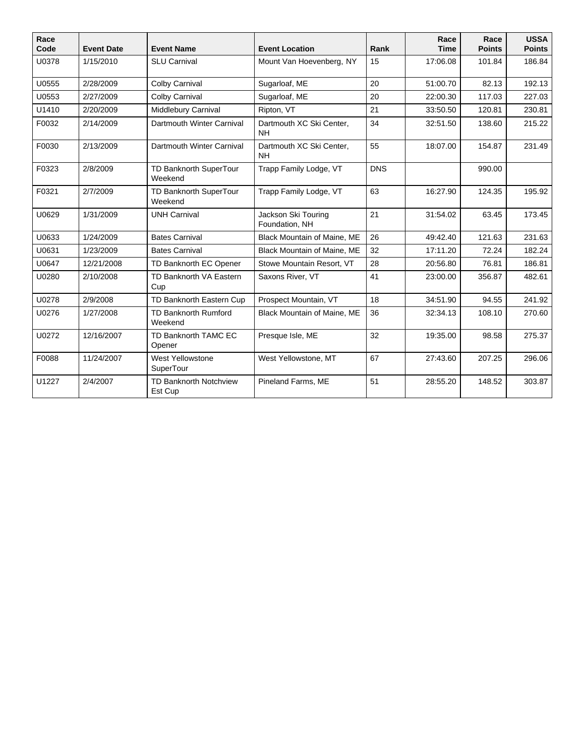| Race Code | Event Date | Event Name | Event Location | Rank | Race Time | Race Points | USSA Points |
|---|---|---|---|---|---|---|---|
| U0378 | 1/15/2010 | SLU Carnival | Mount Van Hoevenberg, NY | 15 | 17:06.08 | 101.84 | 186.84 |
| U0555 | 2/28/2009 | Colby Carnival | Sugarloaf, ME | 20 | 51:00.70 | 82.13 | 192.13 |
| U0553 | 2/27/2009 | Colby Carnival | Sugarloaf, ME | 20 | 22:00.30 | 117.03 | 227.03 |
| U1410 | 2/20/2009 | Middlebury Carnival | Ripton, VT | 21 | 33:50.50 | 120.81 | 230.81 |
| F0032 | 2/14/2009 | Dartmouth Winter Carnival | Dartmouth XC Ski Center, NH | 34 | 32:51.50 | 138.60 | 215.22 |
| F0030 | 2/13/2009 | Dartmouth Winter Carnival | Dartmouth XC Ski Center, NH | 55 | 18:07.00 | 154.87 | 231.49 |
| F0323 | 2/8/2009 | TD Banknorth SuperTour Weekend | Trapp Family Lodge, VT | DNS | | 990.00 | |
| F0321 | 2/7/2009 | TD Banknorth SuperTour Weekend | Trapp Family Lodge, VT | 63 | 16:27.90 | 124.35 | 195.92 |
| U0629 | 1/31/2009 | UNH Carnival | Jackson Ski Touring Foundation, NH | 21 | 31:54.02 | 63.45 | 173.45 |
| U0633 | 1/24/2009 | Bates Carnival | Black Mountain of Maine, ME | 26 | 49:42.40 | 121.63 | 231.63 |
| U0631 | 1/23/2009 | Bates Carnival | Black Mountain of Maine, ME | 32 | 17:11.20 | 72.24 | 182.24 |
| U0647 | 12/21/2008 | TD Banknorth EC Opener | Stowe Mountain Resort, VT | 28 | 20:56.80 | 76.81 | 186.81 |
| U0280 | 2/10/2008 | TD Banknorth VA Eastern Cup | Saxons River, VT | 41 | 23:00.00 | 356.87 | 482.61 |
| U0278 | 2/9/2008 | TD Banknorth Eastern Cup | Prospect Mountain, VT | 18 | 34:51.90 | 94.55 | 241.92 |
| U0276 | 1/27/2008 | TD Banknorth Rumford Weekend | Black Mountain of Maine, ME | 36 | 32:34.13 | 108.10 | 270.60 |
| U0272 | 12/16/2007 | TD Banknorth TAMC EC Opener | Presque Isle, ME | 32 | 19:35.00 | 98.58 | 275.37 |
| F0088 | 11/24/2007 | West Yellowstone SuperTour | West Yellowstone, MT | 67 | 27:43.60 | 207.25 | 296.06 |
| U1227 | 2/4/2007 | TD Banknorth Notchview Est Cup | Pineland Farms, ME | 51 | 28:55.20 | 148.52 | 303.87 |